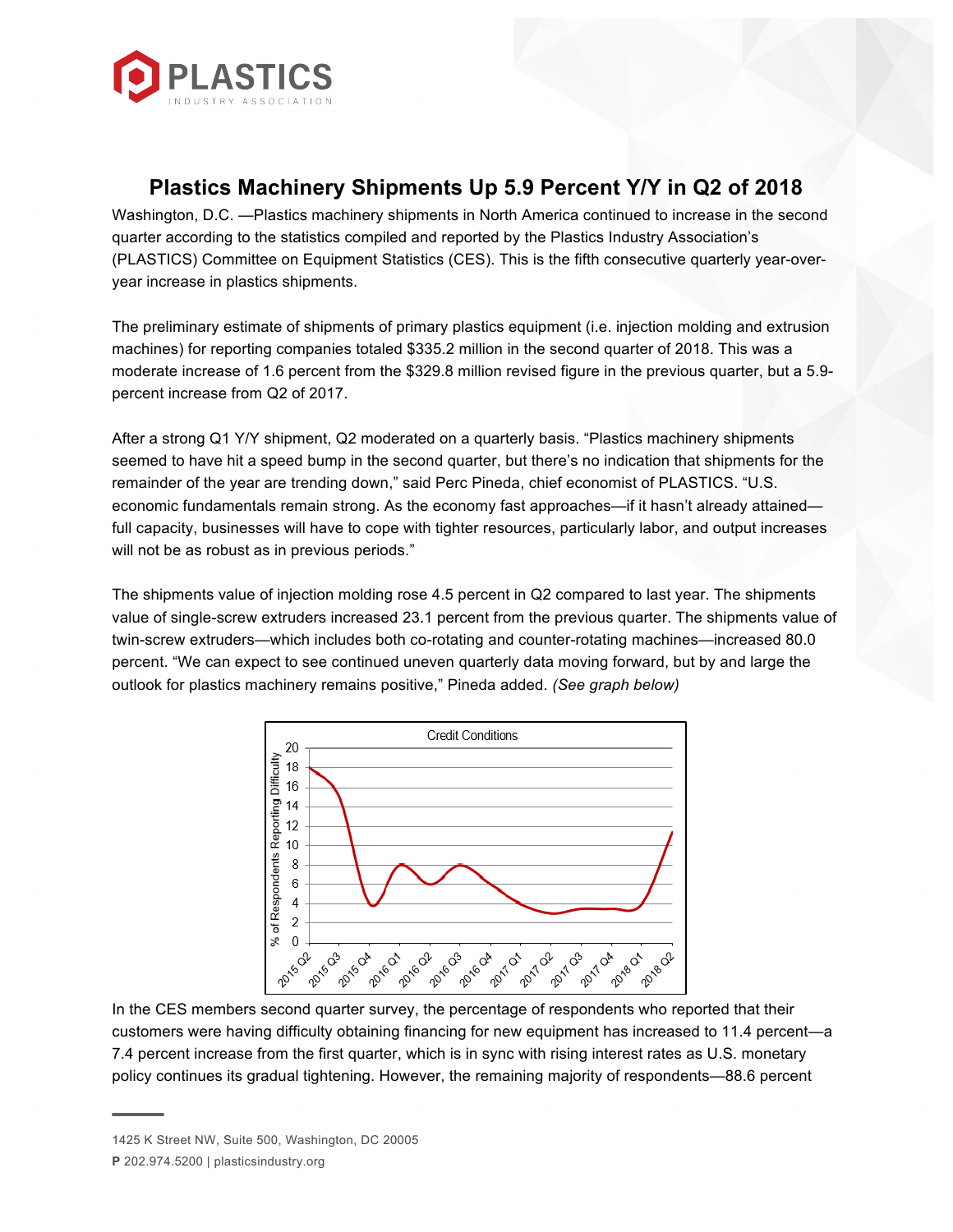# Plastics Machinery Shipments Up 5.9 Percent Y/Y in Q2 of 2018

Washington, D.C. —Plastics machinery shipments in North America continued to increase in the second quarter according to the statistics compiled and reported by the Plastics Industry Association's (PLASTICS) Committee on Equipment Statistics (CES). This is the fifth consecutive quarterly year-over-year increase in plastics shipments.

The preliminary estimate of shipments of primary plastics equipment (i.e. injection molding and extrusion machines) for reporting companies totaled $335.2 million in the second quarter of 2018. This was a moderate increase of 1.6 percent from the $329.8 million revised figure in the previous quarter, but a 5.9-percent increase from Q2 of 2017.

After a strong Q1 Y/Y shipment, Q2 moderated on a quarterly basis. "Plastics machinery shipments seemed to have hit a speed bump in the second quarter, but there's no indication that shipments for the remainder of the year are trending down," said Perc Pineda, chief economist of PLASTICS. "U.S. economic fundamentals remain strong. As the economy fast approaches—if it hasn't already attained—full capacity, businesses will have to cope with tighter resources, particularly labor, and output increases will not be as robust as in previous periods."

The shipments value of injection molding rose 4.5 percent in Q2 compared to last year. The shipments value of single-screw extruders increased 23.1 percent from the previous quarter. The shipments value of twin-screw extruders—which includes both co-rotating and counter-rotating machines—increased 80.0 percent. "We can expect to see continued uneven quarterly data moving forward, but by and large the outlook for plastics machinery remains positive," Pineda added. *(See graph below)*

Credit Conditions

In the CES members second quarter survey, the percentage of respondents who reported that their customers were having difficulty obtaining financing for new equipment has increased to 11.4 percent—a 7.4 percent increase from the first quarter, which is in sync with rising interest rates as U.S. monetary policy continues its gradual tightening. However, the remaining majority of respondents—88.6 percent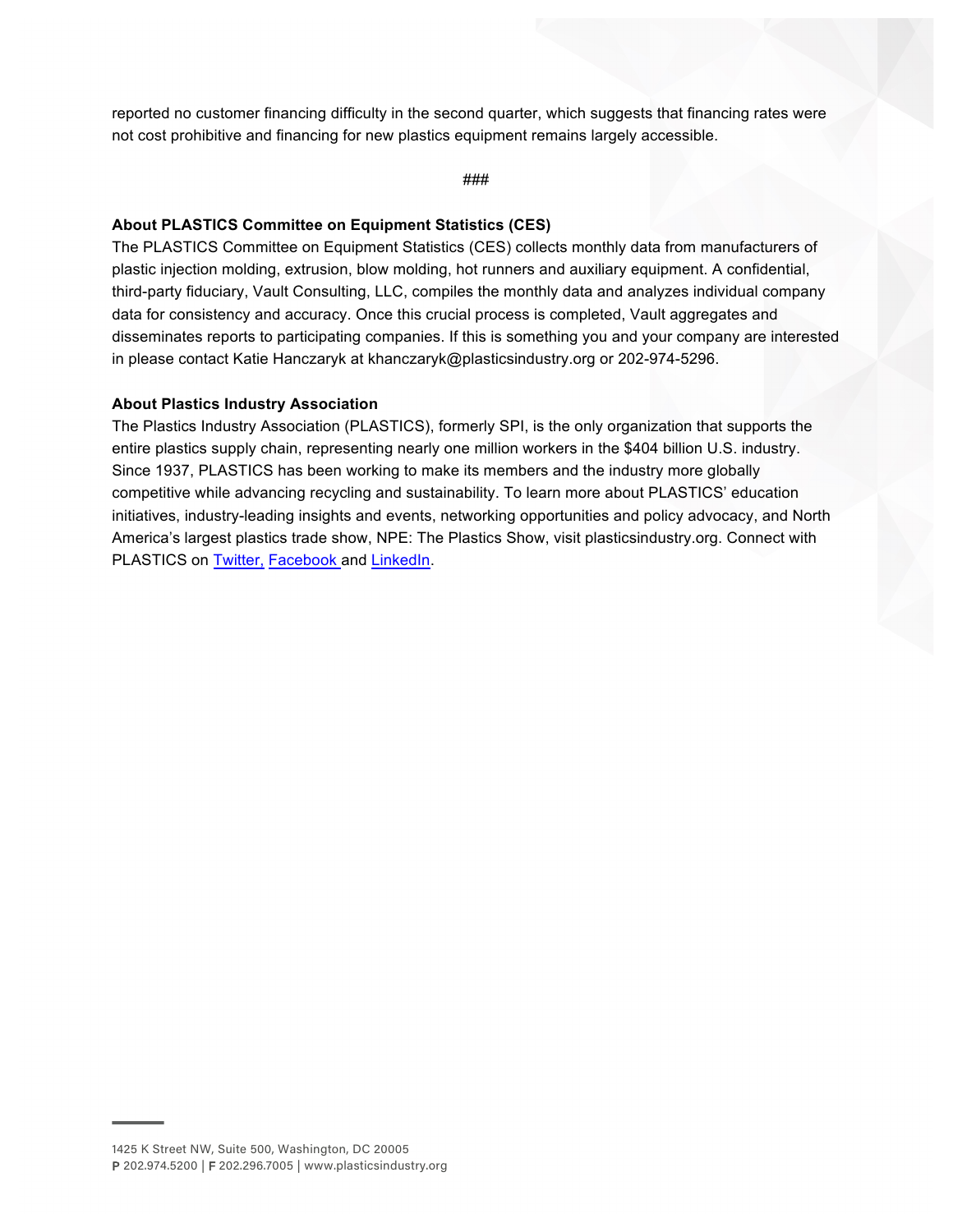reported no customer financing difficulty in the second quarter, which suggests that financing rates were not cost prohibitive and financing for new plastics equipment remains largely accessible.

###

**About PLASTICS Committee on Equipment Statistics (CES)**

The PLASTICS Committee on Equipment Statistics (CES) collects monthly data from manufacturers of plastic injection molding, extrusion, blow molding, hot runners and auxiliary equipment. A confidential, third-party fiduciary, Vault Consulting, LLC, compiles the monthly data and analyzes individual company data for consistency and accuracy. Once this crucial process is completed, Vault aggregates and disseminates reports to participating companies. If this is something you and your company are interested in please contact Katie Hanczaryk at khanczaryk@plasticsindustry.org or 202-974-5296.

**About Plastics Industry Association**

The Plastics Industry Association (PLASTICS), formerly SPI, is the only organization that supports the entire plastics supply chain, representing nearly one million workers in the $404 billion U.S. industry. Since 1937, PLASTICS has been working to make its members and the industry more globally competitive while advancing recycling and sustainability. To learn more about PLASTICS' education initiatives, industry-leading insights and events, networking opportunities and policy advocacy, and North America's largest plastics trade show, NPE: The Plastics Show, visit plasticsindustry.org. Connect with PLASTICS on Twitter, Facebook and LinkedIn.

1425 K Street NW, Suite 500, Washington, DC 20005
P 202.974.5200 | F 202.296.7005 | www.plasticsindustry.org